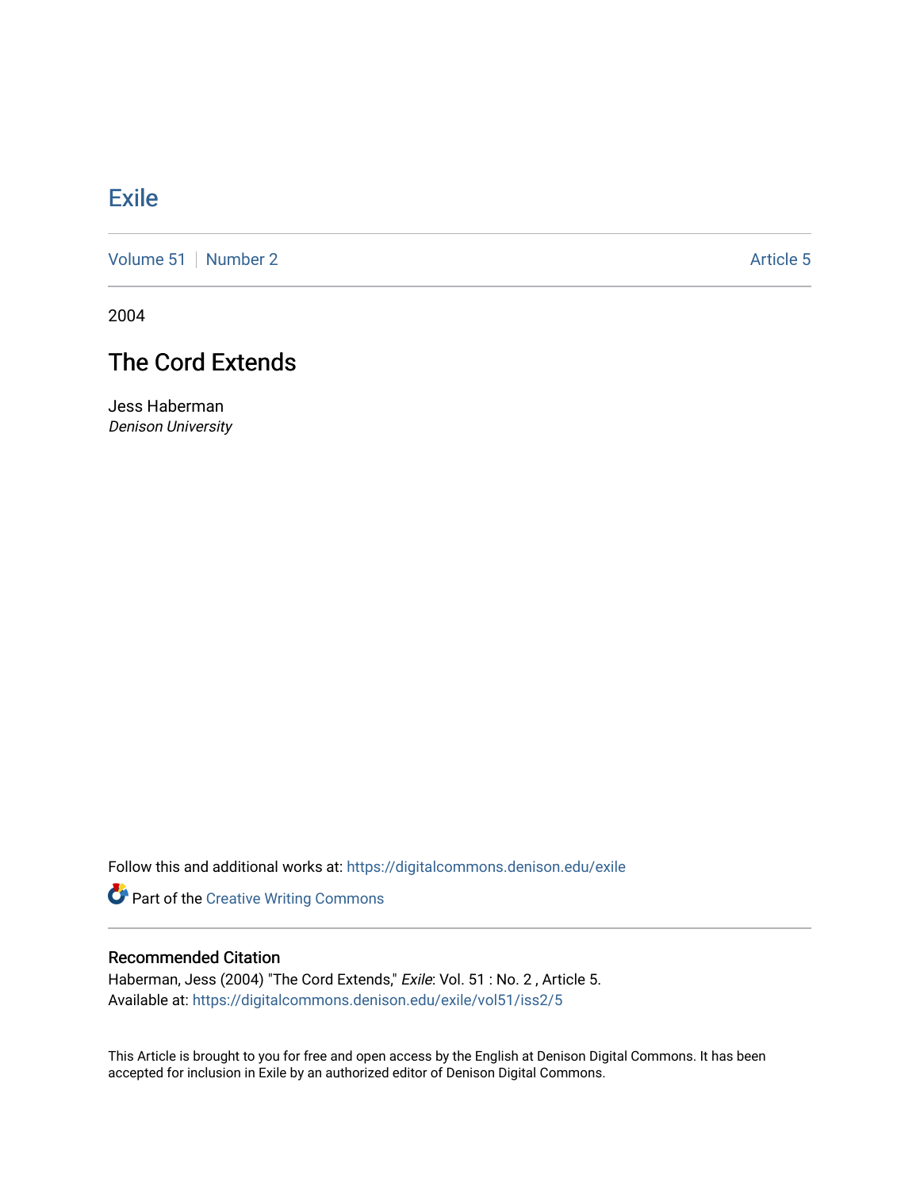# Exile

Volume 51 | Number 2 Article 5

2004

## The Cord Extends

Jess Haberman
*Denison University*

Follow this and additional works at: https://digitalcommons.denison.edu/exile

Part of the Creative Writing Commons

### Recommended Citation

Haberman, Jess (2004) "The Cord Extends," *Exile*: Vol. 51 : No. 2 , Article 5.
Available at: https://digitalcommons.denison.edu/exile/vol51/iss2/5

This Article is brought to you for free and open access by the English at Denison Digital Commons. It has been accepted for inclusion in Exile by an authorized editor of Denison Digital Commons.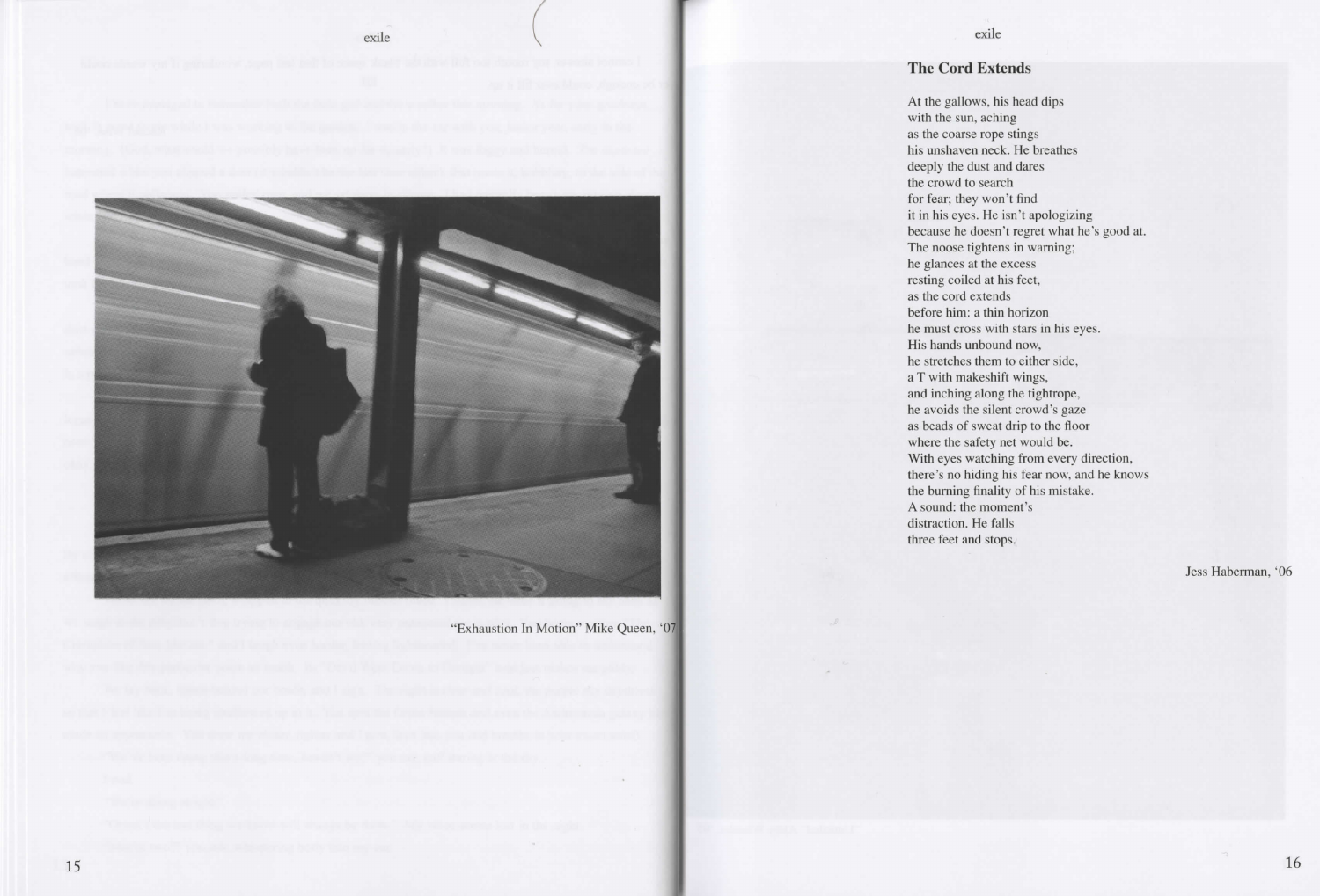"Exhaustion In Motion" Mike Queen, '07

## The Cord Extends

At the gallows, his head dips
with the sun, aching
as the coarse rope stings
his unshaven neck. He breathes
deeply the dust and dares
the crowd to search
for fear; they won't find
it in his eyes. He isn't apologizing
because he doesn't regret what he's good at.
The noose tightens in warning;
he glances at the excess
resting coiled at his feet,
as the cord extends
before him: a thin horizon
he must cross with stars in his eyes.
His hands unbound now,
he stretches them to either side,
a T with makeshift wings,
and inching along the tightrope,
he avoids the silent crowd's gaze
as beads of sweat drip to the floor
where the safety net would be.
With eyes watching from every direction,
there's no hiding his fear now, and he knows
the burning finality of his mistake.
A sound: the moment's
distraction. He falls
three feet and stops.

Jess Haberman, '06